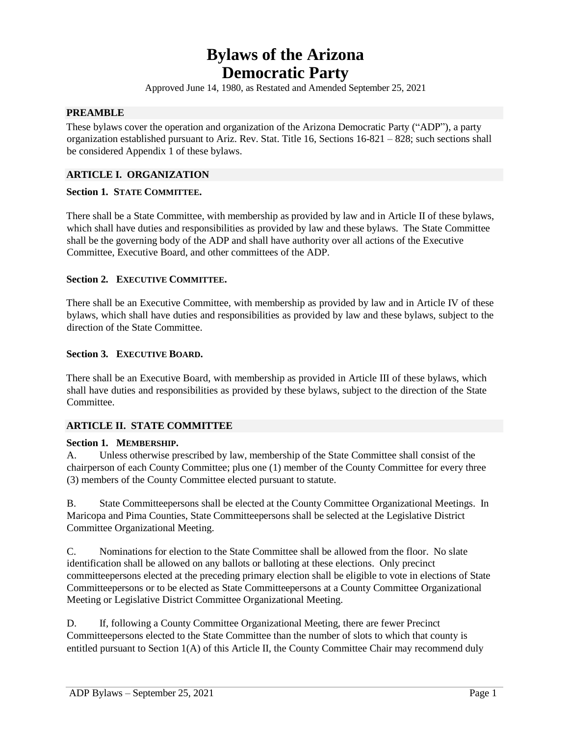# Bylaws of the Arizona Democratic Party

Approved June 14, 1980, as Restated and Amended September 25, 2021

## PREAMBLE

These bylaws cover the operation and organization of the Arizona Democratic Party ("ADP"), a party organization established pursuant to Ariz. Rev. Stat. Title 16, Sections 16-821 – 828; such sections shall be considered Appendix 1 of these bylaws.

## ARTICLE I. ORGANIZATION

### Section 1. STATE COMMITTEE.

There shall be a State Committee, with membership as provided by law and in Article II of these bylaws, which shall have duties and responsibilities as provided by law and these bylaws. The State Committee shall be the governing body of the ADP and shall have authority over all actions of the Executive Committee, Executive Board, and other committees of the ADP.

### Section 2. EXECUTIVE COMMITTEE.

There shall be an Executive Committee, with membership as provided by law and in Article IV of these bylaws, which shall have duties and responsibilities as provided by law and these bylaws, subject to the direction of the State Committee.

### Section 3. EXECUTIVE BOARD.

There shall be an Executive Board, with membership as provided in Article III of these bylaws, which shall have duties and responsibilities as provided by these bylaws, subject to the direction of the State Committee.

## ARTICLE II. STATE COMMITTEE

### Section 1. MEMBERSHIP.

A. Unless otherwise prescribed by law, membership of the State Committee shall consist of the chairperson of each County Committee; plus one (1) member of the County Committee for every three (3) members of the County Committee elected pursuant to statute.

B. State Committeepersons shall be elected at the County Committee Organizational Meetings. In Maricopa and Pima Counties, State Committeepersons shall be selected at the Legislative District Committee Organizational Meeting.

C. Nominations for election to the State Committee shall be allowed from the floor. No slate identification shall be allowed on any ballots or balloting at these elections. Only precinct committeepersons elected at the preceding primary election shall be eligible to vote in elections of State Committeepersons or to be elected as State Committeepersons at a County Committee Organizational Meeting or Legislative District Committee Organizational Meeting.

D. If, following a County Committee Organizational Meeting, there are fewer Precinct Committeepersons elected to the State Committee than the number of slots to which that county is entitled pursuant to Section 1(A) of this Article II, the County Committee Chair may recommend duly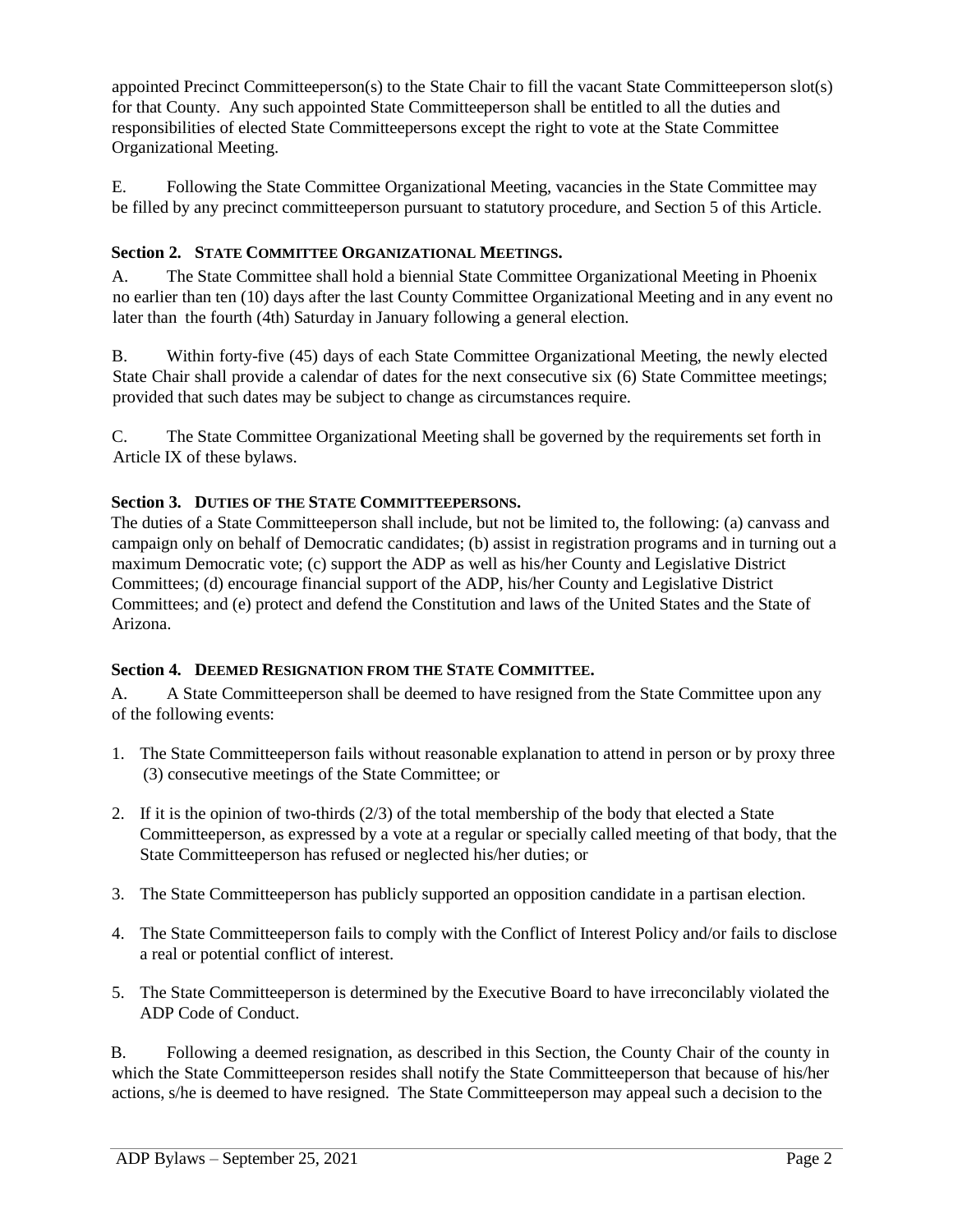appointed Precinct Committeeperson(s) to the State Chair to fill the vacant State Committeeperson slot(s) for that County. Any such appointed State Committeeperson shall be entitled to all the duties and responsibilities of elected State Committeepersons except the right to vote at the State Committee Organizational Meeting.

E. Following the State Committee Organizational Meeting, vacancies in the State Committee may be filled by any precinct committeeperson pursuant to statutory procedure, and Section 5 of this Article.

### Section 2. STATE COMMITTEE ORGANIZATIONAL MEETINGS.

A. The State Committee shall hold a biennial State Committee Organizational Meeting in Phoenix no earlier than ten (10) days after the last County Committee Organizational Meeting and in any event no later than the fourth (4th) Saturday in January following a general election.

B. Within forty-five (45) days of each State Committee Organizational Meeting, the newly elected State Chair shall provide a calendar of dates for the next consecutive six (6) State Committee meetings; provided that such dates may be subject to change as circumstances require.

C. The State Committee Organizational Meeting shall be governed by the requirements set forth in Article IX of these bylaws.

### Section 3. DUTIES OF THE STATE COMMITTEEPERSONS.

The duties of a State Committeeperson shall include, but not be limited to, the following: (a) canvass and campaign only on behalf of Democratic candidates; (b) assist in registration programs and in turning out a maximum Democratic vote; (c) support the ADP as well as his/her County and Legislative District Committees; (d) encourage financial support of the ADP, his/her County and Legislative District Committees; and (e) protect and defend the Constitution and laws of the United States and the State of Arizona.

### Section 4. DEEMED RESIGNATION FROM THE STATE COMMITTEE.

A. A State Committeeperson shall be deemed to have resigned from the State Committee upon any of the following events:

1. The State Committeeperson fails without reasonable explanation to attend in person or by proxy three (3) consecutive meetings of the State Committee; or
2. If it is the opinion of two-thirds (2/3) of the total membership of the body that elected a State Committeeperson, as expressed by a vote at a regular or specially called meeting of that body, that the State Committeeperson has refused or neglected his/her duties; or
3. The State Committeeperson has publicly supported an opposition candidate in a partisan election.
4. The State Committeeperson fails to comply with the Conflict of Interest Policy and/or fails to disclose a real or potential conflict of interest.
5. The State Committeeperson is determined by the Executive Board to have irreconcilably violated the ADP Code of Conduct.

B. Following a deemed resignation, as described in this Section, the County Chair of the county in which the State Committeeperson resides shall notify the State Committeeperson that because of his/her actions, s/he is deemed to have resigned. The State Committeeperson may appeal such a decision to the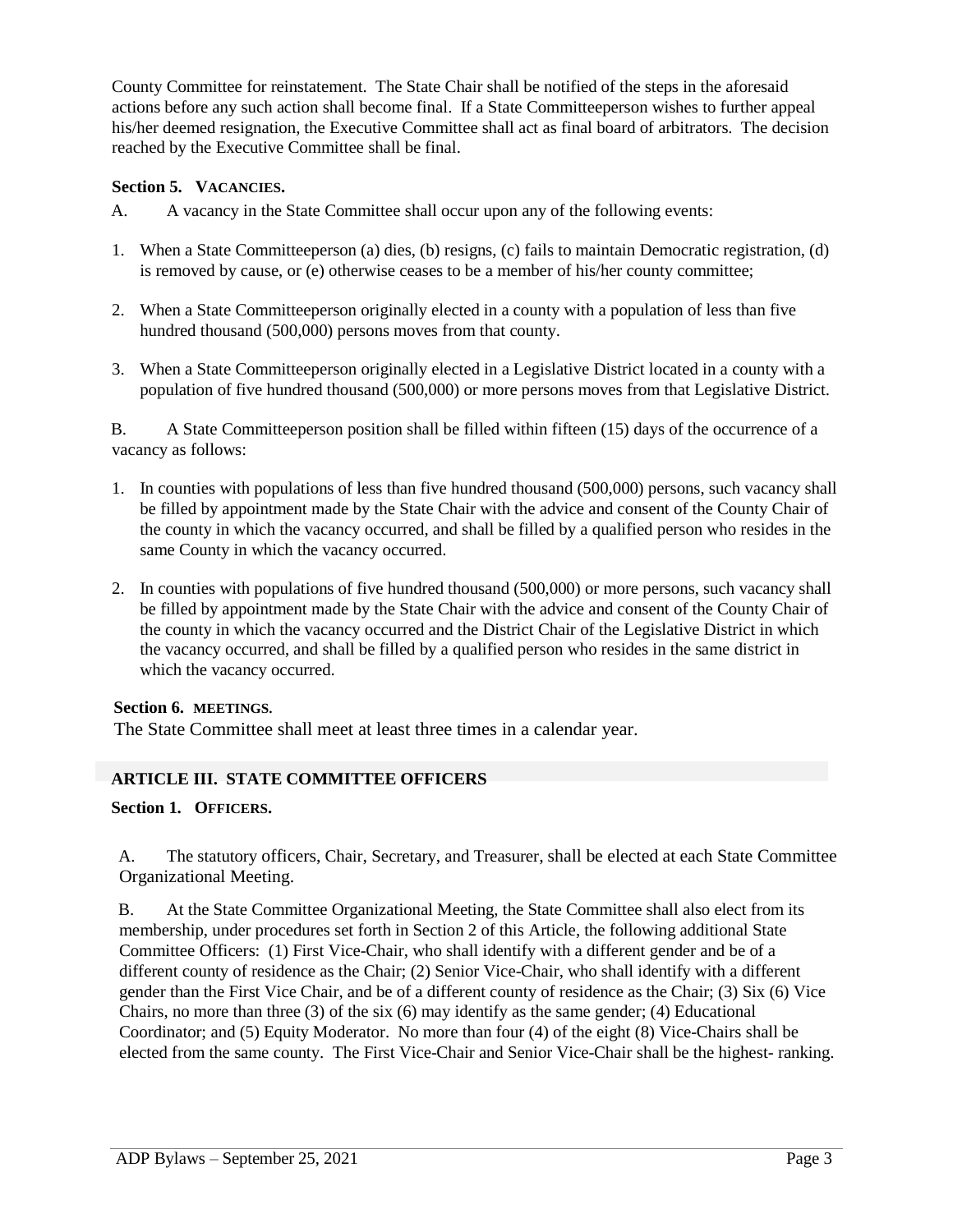County Committee for reinstatement. The State Chair shall be notified of the steps in the aforesaid actions before any such action shall become final. If a State Committeeperson wishes to further appeal his/her deemed resignation, the Executive Committee shall act as final board of arbitrators. The decision reached by the Executive Committee shall be final.

**Section 5. VACANCIES.**

A. A vacancy in the State Committee shall occur upon any of the following events:

1. When a State Committeeperson (a) dies, (b) resigns, (c) fails to maintain Democratic registration, (d) is removed by cause, or (e) otherwise ceases to be a member of his/her county committee;

2. When a State Committeeperson originally elected in a county with a population of less than five hundred thousand (500,000) persons moves from that county.

3. When a State Committeeperson originally elected in a Legislative District located in a county with a population of five hundred thousand (500,000) or more persons moves from that Legislative District.

B. A State Committeeperson position shall be filled within fifteen (15) days of the occurrence of a vacancy as follows:

1. In counties with populations of less than five hundred thousand (500,000) persons, such vacancy shall be filled by appointment made by the State Chair with the advice and consent of the County Chair of the county in which the vacancy occurred, and shall be filled by a qualified person who resides in the same County in which the vacancy occurred.

2. In counties with populations of five hundred thousand (500,000) or more persons, such vacancy shall be filled by appointment made by the State Chair with the advice and consent of the County Chair of the county in which the vacancy occurred and the District Chair of the Legislative District in which the vacancy occurred, and shall be filled by a qualified person who resides in the same district in which the vacancy occurred.

**Section 6. MEETINGS.**

The State Committee shall meet at least three times in a calendar year.

## ARTICLE III. STATE COMMITTEE OFFICERS

**Section 1. OFFICERS.**

A. The statutory officers, Chair, Secretary, and Treasurer, shall be elected at each State Committee Organizational Meeting.

B. At the State Committee Organizational Meeting, the State Committee shall also elect from its membership, under procedures set forth in Section 2 of this Article, the following additional State Committee Officers: (1) First Vice-Chair, who shall identify with a different gender and be of a different county of residence as the Chair; (2) Senior Vice-Chair, who shall identify with a different gender than the First Vice Chair, and be of a different county of residence as the Chair; (3) Six (6) Vice Chairs, no more than three (3) of the six (6) may identify as the same gender; (4) Educational Coordinator; and (5) Equity Moderator. No more than four (4) of the eight (8) Vice-Chairs shall be elected from the same county. The First Vice-Chair and Senior Vice-Chair shall be the highest- ranking.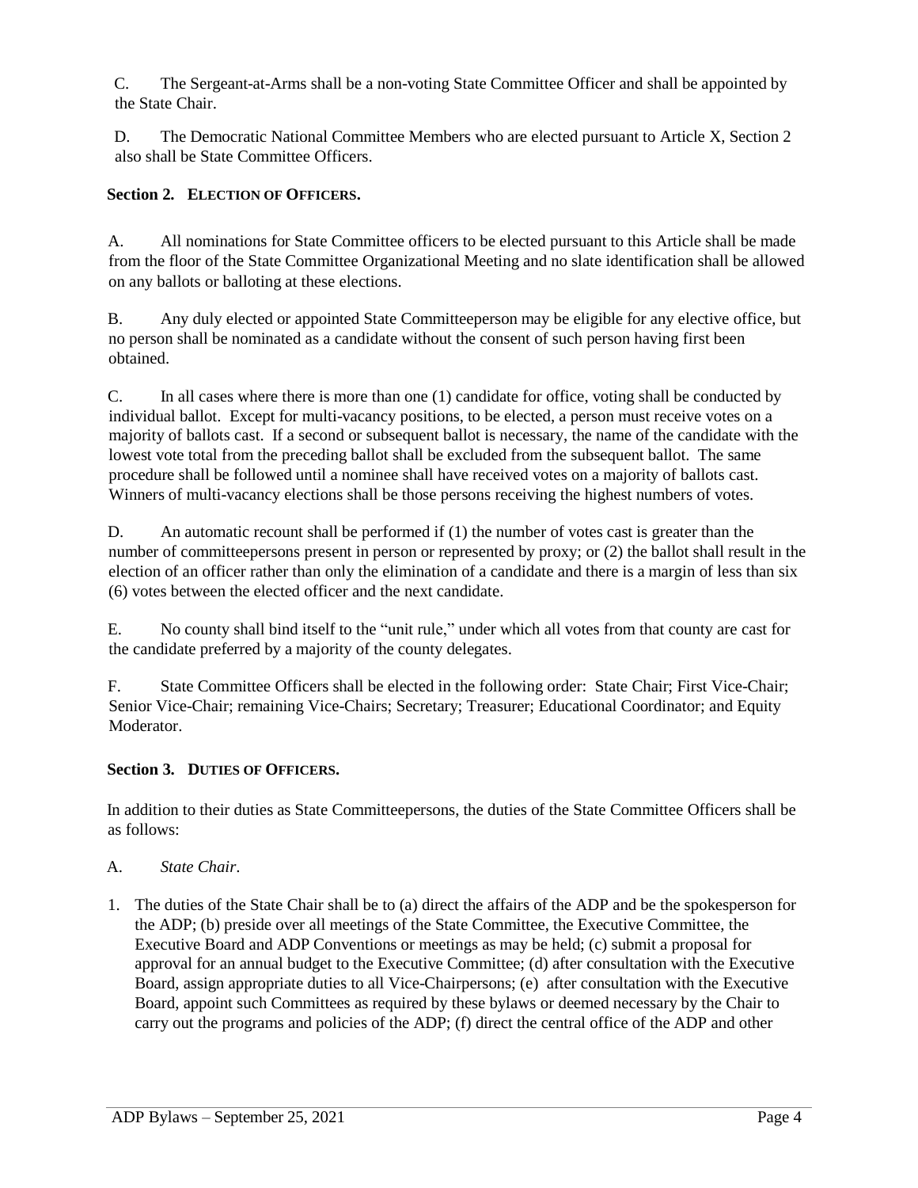C. The Sergeant-at-Arms shall be a non-voting State Committee Officer and shall be appointed by the State Chair.

D. The Democratic National Committee Members who are elected pursuant to Article X, Section 2 also shall be State Committee Officers.

### Section 2. ELECTION OF OFFICERS.

A. All nominations for State Committee officers to be elected pursuant to this Article shall be made from the floor of the State Committee Organizational Meeting and no slate identification shall be allowed on any ballots or balloting at these elections.

B. Any duly elected or appointed State Committeeperson may be eligible for any elective office, but no person shall be nominated as a candidate without the consent of such person having first been obtained.

C. In all cases where there is more than one (1) candidate for office, voting shall be conducted by individual ballot. Except for multi-vacancy positions, to be elected, a person must receive votes on a majority of ballots cast. If a second or subsequent ballot is necessary, the name of the candidate with the lowest vote total from the preceding ballot shall be excluded from the subsequent ballot. The same procedure shall be followed until a nominee shall have received votes on a majority of ballots cast. Winners of multi-vacancy elections shall be those persons receiving the highest numbers of votes.

D. An automatic recount shall be performed if (1) the number of votes cast is greater than the number of committeepersons present in person or represented by proxy; or (2) the ballot shall result in the election of an officer rather than only the elimination of a candidate and there is a margin of less than six (6) votes between the elected officer and the next candidate.

E. No county shall bind itself to the "unit rule," under which all votes from that county are cast for the candidate preferred by a majority of the county delegates.

F. State Committee Officers shall be elected in the following order: State Chair; First Vice-Chair; Senior Vice-Chair; remaining Vice-Chairs; Secretary; Treasurer; Educational Coordinator; and Equity Moderator.

### Section 3. DUTIES OF OFFICERS.

In addition to their duties as State Committeepersons, the duties of the State Committee Officers shall be as follows:

A. *State Chair*.

1. The duties of the State Chair shall be to (a) direct the affairs of the ADP and be the spokesperson for the ADP; (b) preside over all meetings of the State Committee, the Executive Committee, the Executive Board and ADP Conventions or meetings as may be held; (c) submit a proposal for approval for an annual budget to the Executive Committee; (d) after consultation with the Executive Board, assign appropriate duties to all Vice-Chairpersons; (e) after consultation with the Executive Board, appoint such Committees as required by these bylaws or deemed necessary by the Chair to carry out the programs and policies of the ADP; (f) direct the central office of the ADP and other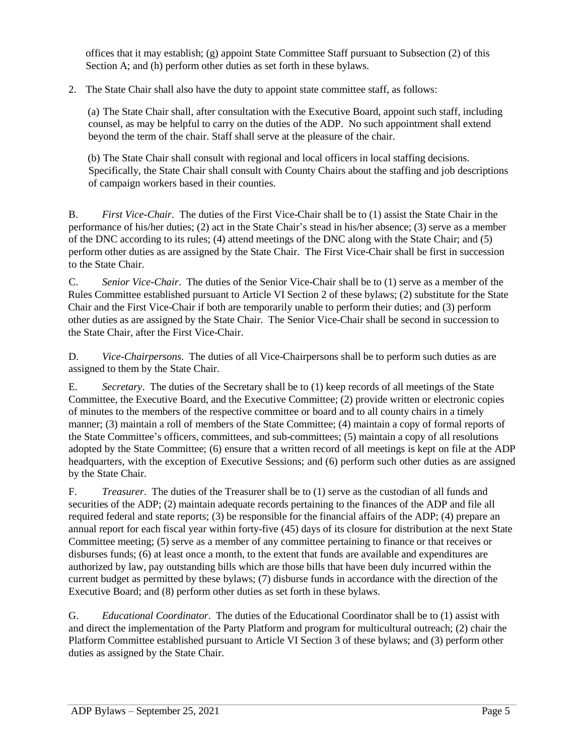offices that it may establish; (g) appoint State Committee Staff pursuant to Subsection (2) of this Section A; and (h) perform other duties as set forth in these bylaws.

2. The State Chair shall also have the duty to appoint state committee staff, as follows:

   (a) The State Chair shall, after consultation with the Executive Board, appoint such staff, including counsel, as may be helpful to carry on the duties of the ADP. No such appointment shall extend beyond the term of the chair. Staff shall serve at the pleasure of the chair.

   (b) The State Chair shall consult with regional and local officers in local staffing decisions. Specifically, the State Chair shall consult with County Chairs about the staffing and job descriptions of campaign workers based in their counties.

B. *First Vice-Chair*. The duties of the First Vice-Chair shall be to (1) assist the State Chair in the performance of his/her duties; (2) act in the State Chair's stead in his/her absence; (3) serve as a member of the DNC according to its rules; (4) attend meetings of the DNC along with the State Chair; and (5) perform other duties as are assigned by the State Chair. The First Vice-Chair shall be first in succession to the State Chair.

C. *Senior Vice-Chair*. The duties of the Senior Vice-Chair shall be to (1) serve as a member of the Rules Committee established pursuant to Article VI Section 2 of these bylaws; (2) substitute for the State Chair and the First Vice-Chair if both are temporarily unable to perform their duties; and (3) perform other duties as are assigned by the State Chair. The Senior Vice-Chair shall be second in succession to the State Chair, after the First Vice-Chair.

D. *Vice-Chairpersons*. The duties of all Vice-Chairpersons shall be to perform such duties as are assigned to them by the State Chair.

E. *Secretary*. The duties of the Secretary shall be to (1) keep records of all meetings of the State Committee, the Executive Board, and the Executive Committee; (2) provide written or electronic copies of minutes to the members of the respective committee or board and to all county chairs in a timely manner; (3) maintain a roll of members of the State Committee; (4) maintain a copy of formal reports of the State Committee's officers, committees, and sub-committees; (5) maintain a copy of all resolutions adopted by the State Committee; (6) ensure that a written record of all meetings is kept on file at the ADP headquarters, with the exception of Executive Sessions; and (6) perform such other duties as are assigned by the State Chair.

F. *Treasurer*. The duties of the Treasurer shall be to (1) serve as the custodian of all funds and securities of the ADP; (2) maintain adequate records pertaining to the finances of the ADP and file all required federal and state reports; (3) be responsible for the financial affairs of the ADP; (4) prepare an annual report for each fiscal year within forty-five (45) days of its closure for distribution at the next State Committee meeting; (5) serve as a member of any committee pertaining to finance or that receives or disburses funds; (6) at least once a month, to the extent that funds are available and expenditures are authorized by law, pay outstanding bills which are those bills that have been duly incurred within the current budget as permitted by these bylaws; (7) disburse funds in accordance with the direction of the Executive Board; and (8) perform other duties as set forth in these bylaws.

G. *Educational Coordinator*. The duties of the Educational Coordinator shall be to (1) assist with and direct the implementation of the Party Platform and program for multicultural outreach; (2) chair the Platform Committee established pursuant to Article VI Section 3 of these bylaws; and (3) perform other duties as assigned by the State Chair.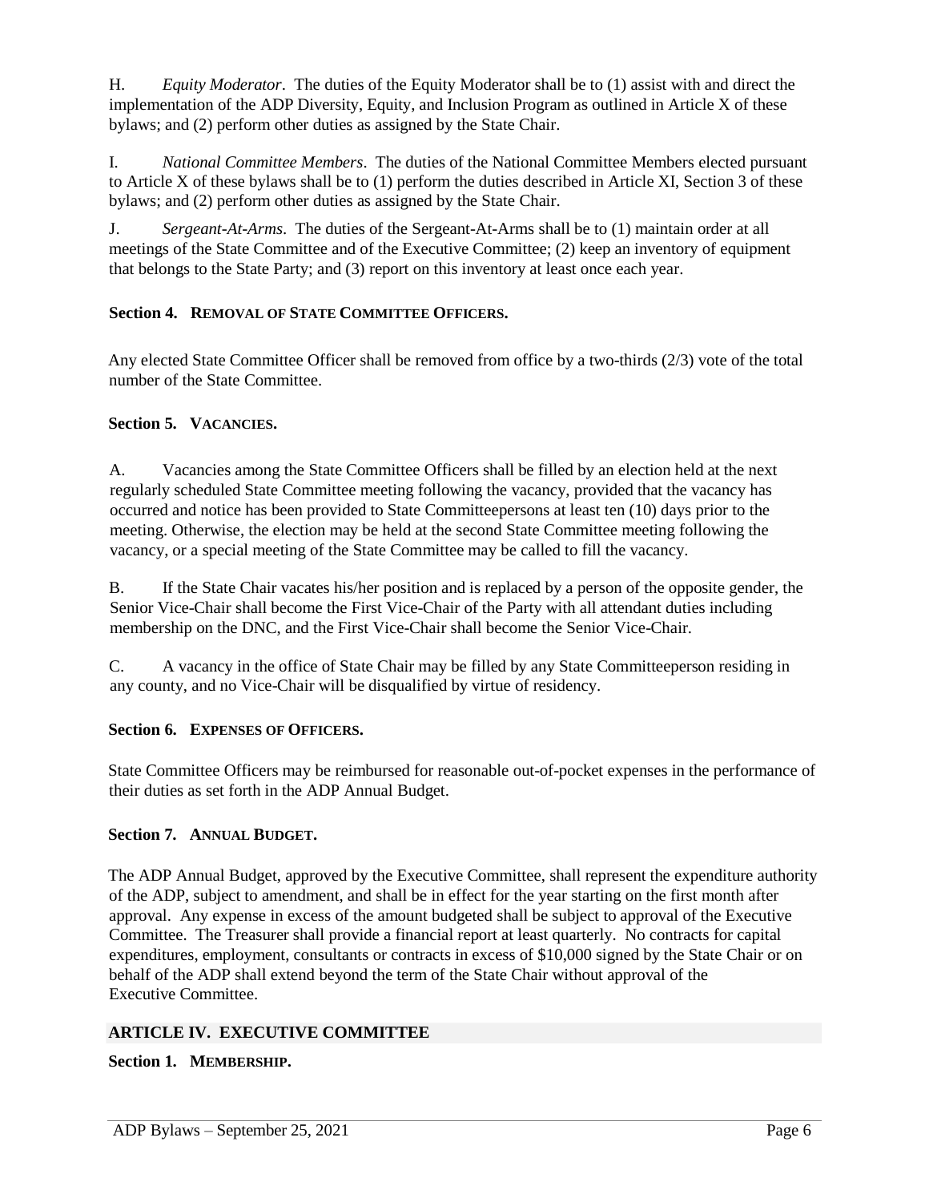H. *Equity Moderator*. The duties of the Equity Moderator shall be to (1) assist with and direct the implementation of the ADP Diversity, Equity, and Inclusion Program as outlined in Article X of these bylaws; and (2) perform other duties as assigned by the State Chair.

I. *National Committee Members*. The duties of the National Committee Members elected pursuant to Article X of these bylaws shall be to (1) perform the duties described in Article XI, Section 3 of these bylaws; and (2) perform other duties as assigned by the State Chair.

J. *Sergeant-At-Arms*. The duties of the Sergeant-At-Arms shall be to (1) maintain order at all meetings of the State Committee and of the Executive Committee; (2) keep an inventory of equipment that belongs to the State Party; and (3) report on this inventory at least once each year.

### Section 4. REMOVAL OF STATE COMMITTEE OFFICERS.

Any elected State Committee Officer shall be removed from office by a two-thirds (2/3) vote of the total number of the State Committee.

### Section 5. VACANCIES.

A. Vacancies among the State Committee Officers shall be filled by an election held at the next regularly scheduled State Committee meeting following the vacancy, provided that the vacancy has occurred and notice has been provided to State Committeepersons at least ten (10) days prior to the meeting. Otherwise, the election may be held at the second State Committee meeting following the vacancy, or a special meeting of the State Committee may be called to fill the vacancy.

B. If the State Chair vacates his/her position and is replaced by a person of the opposite gender, the Senior Vice-Chair shall become the First Vice-Chair of the Party with all attendant duties including membership on the DNC, and the First Vice-Chair shall become the Senior Vice-Chair.

C. A vacancy in the office of State Chair may be filled by any State Committeeperson residing in any county, and no Vice-Chair will be disqualified by virtue of residency.

### Section 6. EXPENSES OF OFFICERS.

State Committee Officers may be reimbursed for reasonable out-of-pocket expenses in the performance of their duties as set forth in the ADP Annual Budget.

### Section 7. ANNUAL BUDGET.

The ADP Annual Budget, approved by the Executive Committee, shall represent the expenditure authority of the ADP, subject to amendment, and shall be in effect for the year starting on the first month after approval. Any expense in excess of the amount budgeted shall be subject to approval of the Executive Committee. The Treasurer shall provide a financial report at least quarterly. No contracts for capital expenditures, employment, consultants or contracts in excess of $10,000 signed by the State Chair or on behalf of the ADP shall extend beyond the term of the State Chair without approval of the Executive Committee.

## ARTICLE IV. EXECUTIVE COMMITTEE

### Section 1. MEMBERSHIP.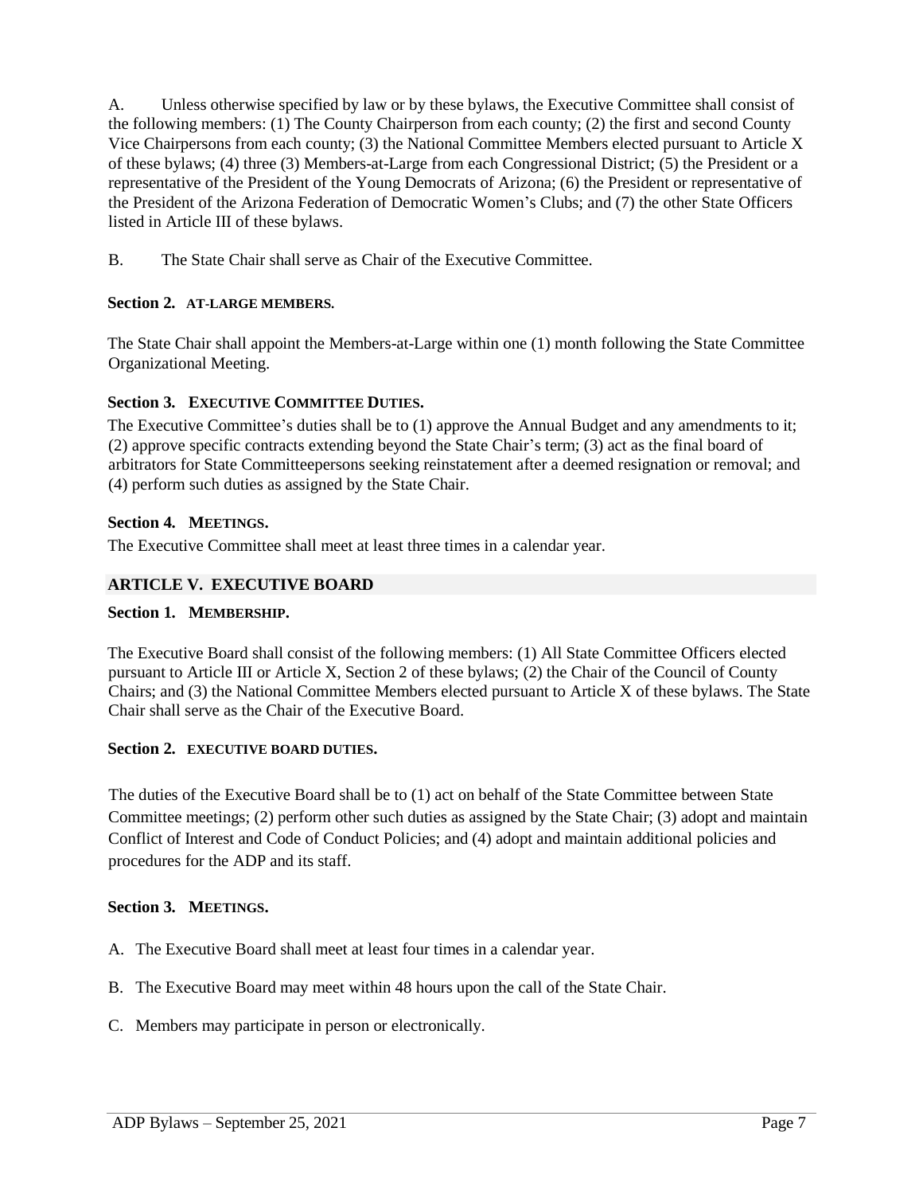A. Unless otherwise specified by law or by these bylaws, the Executive Committee shall consist of the following members: (1) The County Chairperson from each county; (2) the first and second County Vice Chairpersons from each county; (3) the National Committee Members elected pursuant to Article X of these bylaws; (4) three (3) Members-at-Large from each Congressional District; (5) the President or a representative of the President of the Young Democrats of Arizona; (6) the President or representative of the President of the Arizona Federation of Democratic Women's Clubs; and (7) the other State Officers listed in Article III of these bylaws.

B. The State Chair shall serve as Chair of the Executive Committee.

### Section 2. AT-LARGE MEMBERS.

The State Chair shall appoint the Members-at-Large within one (1) month following the State Committee Organizational Meeting.

### Section 3. EXECUTIVE COMMITTEE DUTIES.

The Executive Committee's duties shall be to (1) approve the Annual Budget and any amendments to it; (2) approve specific contracts extending beyond the State Chair's term; (3) act as the final board of arbitrators for State Committeepersons seeking reinstatement after a deemed resignation or removal; and (4) perform such duties as assigned by the State Chair.

### Section 4. MEETINGS.

The Executive Committee shall meet at least three times in a calendar year.

## ARTICLE V. EXECUTIVE BOARD

### Section 1. MEMBERSHIP.

The Executive Board shall consist of the following members: (1) All State Committee Officers elected pursuant to Article III or Article X, Section 2 of these bylaws; (2) the Chair of the Council of County Chairs; and (3) the National Committee Members elected pursuant to Article X of these bylaws. The State Chair shall serve as the Chair of the Executive Board.

### Section 2. EXECUTIVE BOARD DUTIES.

The duties of the Executive Board shall be to (1) act on behalf of the State Committee between State Committee meetings; (2) perform other such duties as assigned by the State Chair; (3) adopt and maintain Conflict of Interest and Code of Conduct Policies; and (4) adopt and maintain additional policies and procedures for the ADP and its staff.

### Section 3. MEETINGS.

A. The Executive Board shall meet at least four times in a calendar year.

B. The Executive Board may meet within 48 hours upon the call of the State Chair.

C. Members may participate in person or electronically.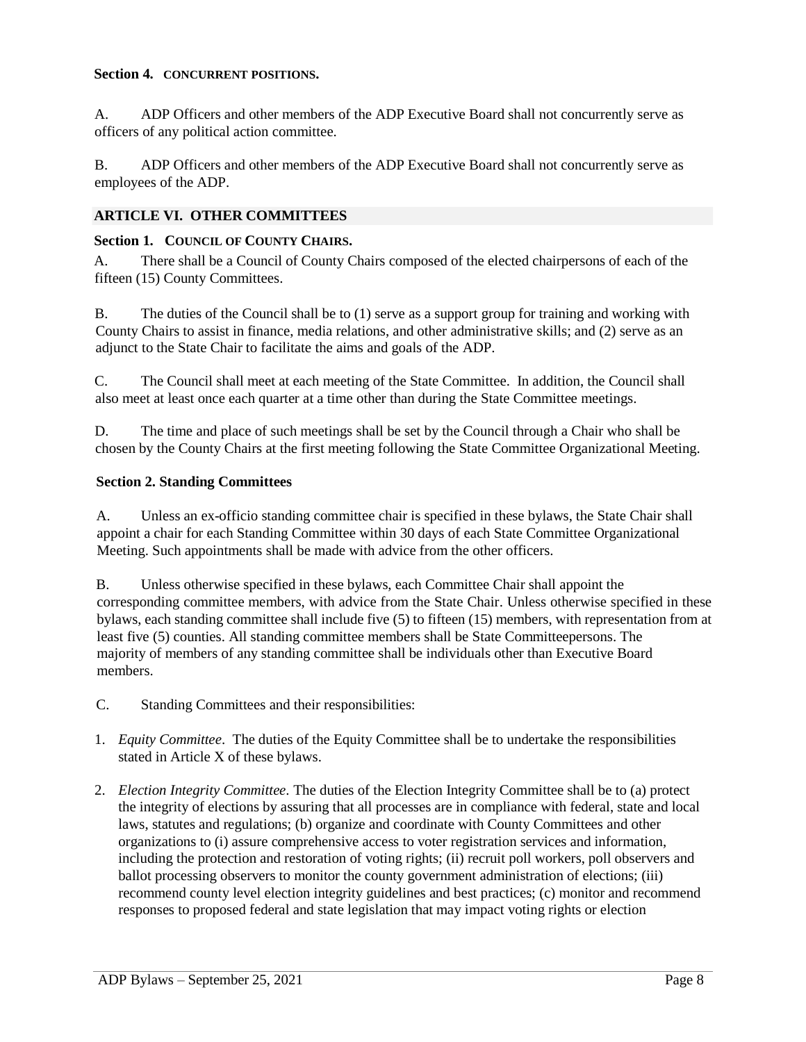**Section 4. CONCURRENT POSITIONS.**

A. ADP Officers and other members of the ADP Executive Board shall not concurrently serve as officers of any political action committee.

B. ADP Officers and other members of the ADP Executive Board shall not concurrently serve as employees of the ADP.

## ARTICLE VI. OTHER COMMITTEES

**Section 1. COUNCIL OF COUNTY CHAIRS.**

A. There shall be a Council of County Chairs composed of the elected chairpersons of each of the fifteen (15) County Committees.

B. The duties of the Council shall be to (1) serve as a support group for training and working with County Chairs to assist in finance, media relations, and other administrative skills; and (2) serve as an adjunct to the State Chair to facilitate the aims and goals of the ADP.

C. The Council shall meet at each meeting of the State Committee. In addition, the Council shall also meet at least once each quarter at a time other than during the State Committee meetings.

D. The time and place of such meetings shall be set by the Council through a Chair who shall be chosen by the County Chairs at the first meeting following the State Committee Organizational Meeting.

**Section 2. Standing Committees**

A. Unless an ex-officio standing committee chair is specified in these bylaws, the State Chair shall appoint a chair for each Standing Committee within 30 days of each State Committee Organizational Meeting. Such appointments shall be made with advice from the other officers.

B. Unless otherwise specified in these bylaws, each Committee Chair shall appoint the corresponding committee members, with advice from the State Chair. Unless otherwise specified in these bylaws, each standing committee shall include five (5) to fifteen (15) members, with representation from at least five (5) counties. All standing committee members shall be State Committeepersons. The majority of members of any standing committee shall be individuals other than Executive Board members.

C. Standing Committees and their responsibilities:

1. *Equity Committee*. The duties of the Equity Committee shall be to undertake the responsibilities stated in Article X of these bylaws.

2. *Election Integrity Committee*. The duties of the Election Integrity Committee shall be to (a) protect the integrity of elections by assuring that all processes are in compliance with federal, state and local laws, statutes and regulations; (b) organize and coordinate with County Committees and other organizations to (i) assure comprehensive access to voter registration services and information, including the protection and restoration of voting rights; (ii) recruit poll workers, poll observers and ballot processing observers to monitor the county government administration of elections; (iii) recommend county level election integrity guidelines and best practices; (c) monitor and recommend responses to proposed federal and state legislation that may impact voting rights or election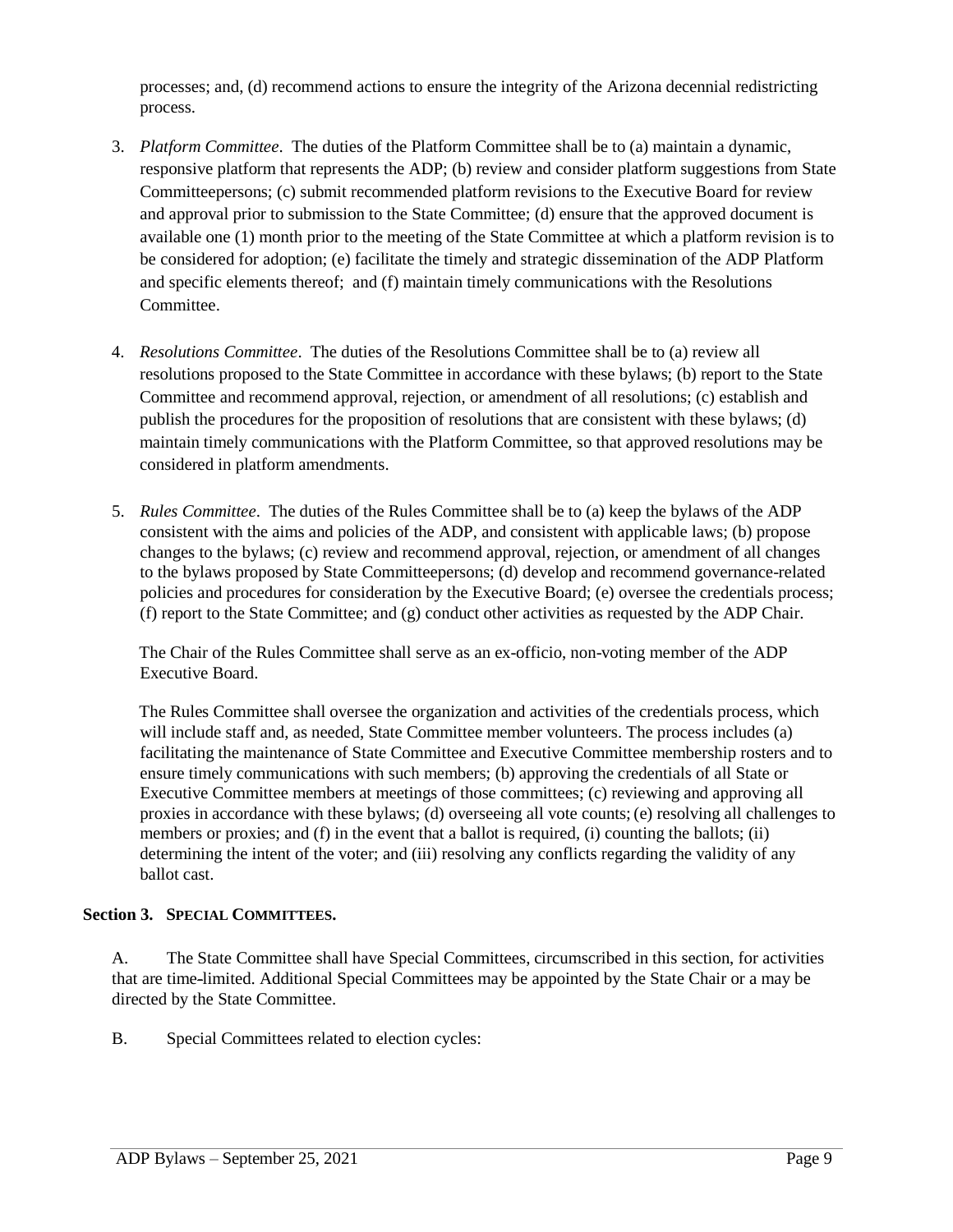processes; and, (d) recommend actions to ensure the integrity of the Arizona decennial redistricting process.

3. *Platform Committee*. The duties of the Platform Committee shall be to (a) maintain a dynamic, responsive platform that represents the ADP; (b) review and consider platform suggestions from State Committeepersons; (c) submit recommended platform revisions to the Executive Board for review and approval prior to submission to the State Committee; (d) ensure that the approved document is available one (1) month prior to the meeting of the State Committee at which a platform revision is to be considered for adoption; (e) facilitate the timely and strategic dissemination of the ADP Platform and specific elements thereof; and (f) maintain timely communications with the Resolutions Committee.

4. *Resolutions Committee*. The duties of the Resolutions Committee shall be to (a) review all resolutions proposed to the State Committee in accordance with these bylaws; (b) report to the State Committee and recommend approval, rejection, or amendment of all resolutions; (c) establish and publish the procedures for the proposition of resolutions that are consistent with these bylaws; (d) maintain timely communications with the Platform Committee, so that approved resolutions may be considered in platform amendments.

5. *Rules Committee*. The duties of the Rules Committee shall be to (a) keep the bylaws of the ADP consistent with the aims and policies of the ADP, and consistent with applicable laws; (b) propose changes to the bylaws; (c) review and recommend approval, rejection, or amendment of all changes to the bylaws proposed by State Committeepersons; (d) develop and recommend governance-related policies and procedures for consideration by the Executive Board; (e) oversee the credentials process; (f) report to the State Committee; and (g) conduct other activities as requested by the ADP Chair.

   The Chair of the Rules Committee shall serve as an ex-officio, non-voting member of the ADP Executive Board.

   The Rules Committee shall oversee the organization and activities of the credentials process, which will include staff and, as needed, State Committee member volunteers. The process includes (a) facilitating the maintenance of State Committee and Executive Committee membership rosters and to ensure timely communications with such members; (b) approving the credentials of all State or Executive Committee members at meetings of those committees; (c) reviewing and approving all proxies in accordance with these bylaws; (d) overseeing all vote counts; (e) resolving all challenges to members or proxies; and (f) in the event that a ballot is required, (i) counting the ballots; (ii) determining the intent of the voter; and (iii) resolving any conflicts regarding the validity of any ballot cast.

**Section 3. SPECIAL COMMITTEES.**

A. The State Committee shall have Special Committees, circumscribed in this section, for activities that are time-limited. Additional Special Committees may be appointed by the State Chair or a may be directed by the State Committee.

B. Special Committees related to election cycles: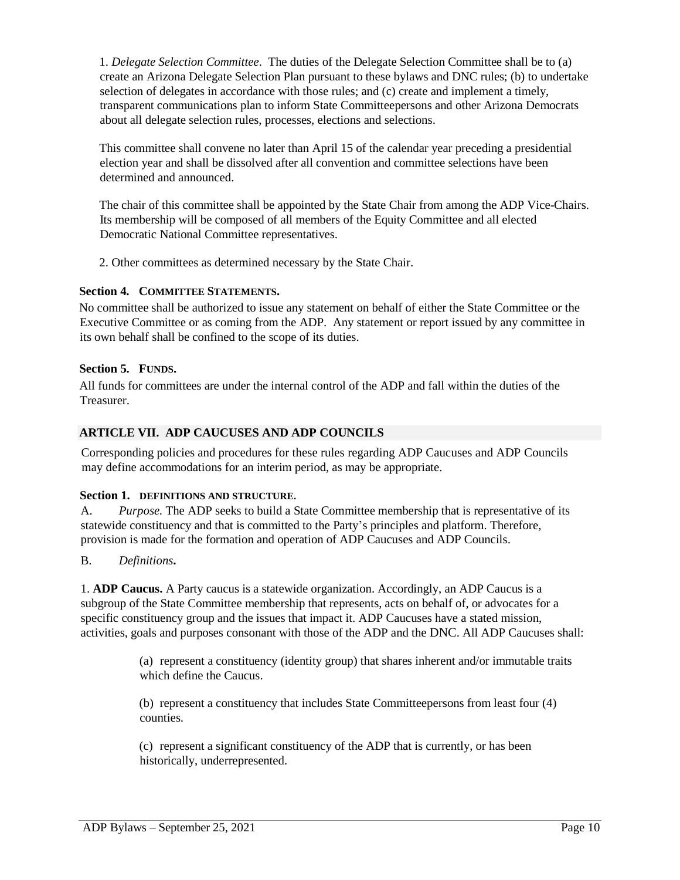1. *Delegate Selection Committee*. The duties of the Delegate Selection Committee shall be to (a) create an Arizona Delegate Selection Plan pursuant to these bylaws and DNC rules; (b) to undertake selection of delegates in accordance with those rules; and (c) create and implement a timely, transparent communications plan to inform State Committeepersons and other Arizona Democrats about all delegate selection rules, processes, elections and selections.

This committee shall convene no later than April 15 of the calendar year preceding a presidential election year and shall be dissolved after all convention and committee selections have been determined and announced.

The chair of this committee shall be appointed by the State Chair from among the ADP Vice-Chairs. Its membership will be composed of all members of the Equity Committee and all elected Democratic National Committee representatives.

2. Other committees as determined necessary by the State Chair.

### Section 4. COMMITTEE STATEMENTS.

No committee shall be authorized to issue any statement on behalf of either the State Committee or the Executive Committee or as coming from the ADP. Any statement or report issued by any committee in its own behalf shall be confined to the scope of its duties.

### Section 5. FUNDS.

All funds for committees are under the internal control of the ADP and fall within the duties of the Treasurer.

## ARTICLE VII. ADP CAUCUSES AND ADP COUNCILS

Corresponding policies and procedures for these rules regarding ADP Caucuses and ADP Councils may define accommodations for an interim period, as may be appropriate.

### Section 1. DEFINITIONS AND STRUCTURE.

A. *Purpose.* The ADP seeks to build a State Committee membership that is representative of its statewide constituency and that is committed to the Party's principles and platform. Therefore, provision is made for the formation and operation of ADP Caucuses and ADP Councils.

B. *Definitions***.**

1. **ADP Caucus.** A Party caucus is a statewide organization. Accordingly, an ADP Caucus is a subgroup of the State Committee membership that represents, acts on behalf of, or advocates for a specific constituency group and the issues that impact it. ADP Caucuses have a stated mission, activities, goals and purposes consonant with those of the ADP and the DNC. All ADP Caucuses shall:

(a) represent a constituency (identity group) that shares inherent and/or immutable traits which define the Caucus.

(b) represent a constituency that includes State Committeepersons from least four (4) counties.

(c) represent a significant constituency of the ADP that is currently, or has been historically, underrepresented.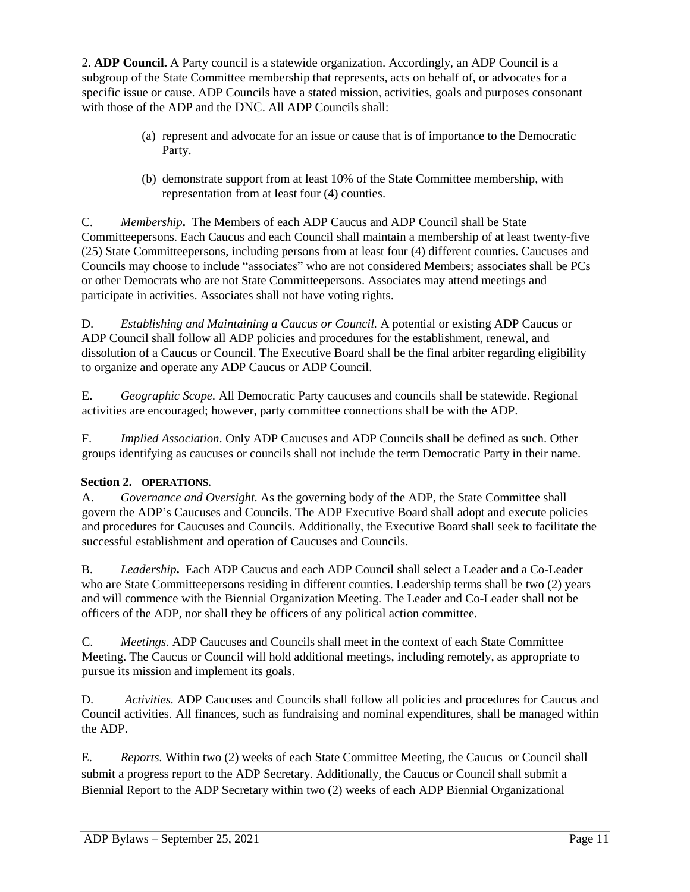2. **ADP Council.** A Party council is a statewide organization. Accordingly, an ADP Council is a subgroup of the State Committee membership that represents, acts on behalf of, or advocates for a specific issue or cause. ADP Councils have a stated mission, activities, goals and purposes consonant with those of the ADP and the DNC. All ADP Councils shall:

(a) represent and advocate for an issue or cause that is of importance to the Democratic Party.

(b) demonstrate support from at least 10% of the State Committee membership, with representation from at least four (4) counties.

C. *Membership***.** The Members of each ADP Caucus and ADP Council shall be State Committeepersons. Each Caucus and each Council shall maintain a membership of at least twenty-five (25) State Committeepersons, including persons from at least four (4) different counties. Caucuses and Councils may choose to include "associates" who are not considered Members; associates shall be PCs or other Democrats who are not State Committeepersons. Associates may attend meetings and participate in activities. Associates shall not have voting rights.

D. *Establishing and Maintaining a Caucus or Council.* A potential or existing ADP Caucus or ADP Council shall follow all ADP policies and procedures for the establishment, renewal, and dissolution of a Caucus or Council. The Executive Board shall be the final arbiter regarding eligibility to organize and operate any ADP Caucus or ADP Council.

E. *Geographic Scope.* All Democratic Party caucuses and councils shall be statewide. Regional activities are encouraged; however, party committee connections shall be with the ADP.

F. *Implied Association*. Only ADP Caucuses and ADP Councils shall be defined as such. Other groups identifying as caucuses or councils shall not include the term Democratic Party in their name.

### Section 2. OPERATIONS.

A. *Governance and Oversight.* As the governing body of the ADP, the State Committee shall govern the ADP's Caucuses and Councils. The ADP Executive Board shall adopt and execute policies and procedures for Caucuses and Councils. Additionally, the Executive Board shall seek to facilitate the successful establishment and operation of Caucuses and Councils.

B. *Leadership***.** Each ADP Caucus and each ADP Council shall select a Leader and a Co-Leader who are State Committeepersons residing in different counties. Leadership terms shall be two (2) years and will commence with the Biennial Organization Meeting. The Leader and Co-Leader shall not be officers of the ADP, nor shall they be officers of any political action committee.

C. *Meetings.* ADP Caucuses and Councils shall meet in the context of each State Committee Meeting. The Caucus or Council will hold additional meetings, including remotely, as appropriate to pursue its mission and implement its goals.

D. *Activities.* ADP Caucuses and Councils shall follow all policies and procedures for Caucus and Council activities. All finances, such as fundraising and nominal expenditures, shall be managed within the ADP.

E. *Reports.* Within two (2) weeks of each State Committee Meeting, the Caucus or Council shall submit a progress report to the ADP Secretary. Additionally, the Caucus or Council shall submit a Biennial Report to the ADP Secretary within two (2) weeks of each ADP Biennial Organizational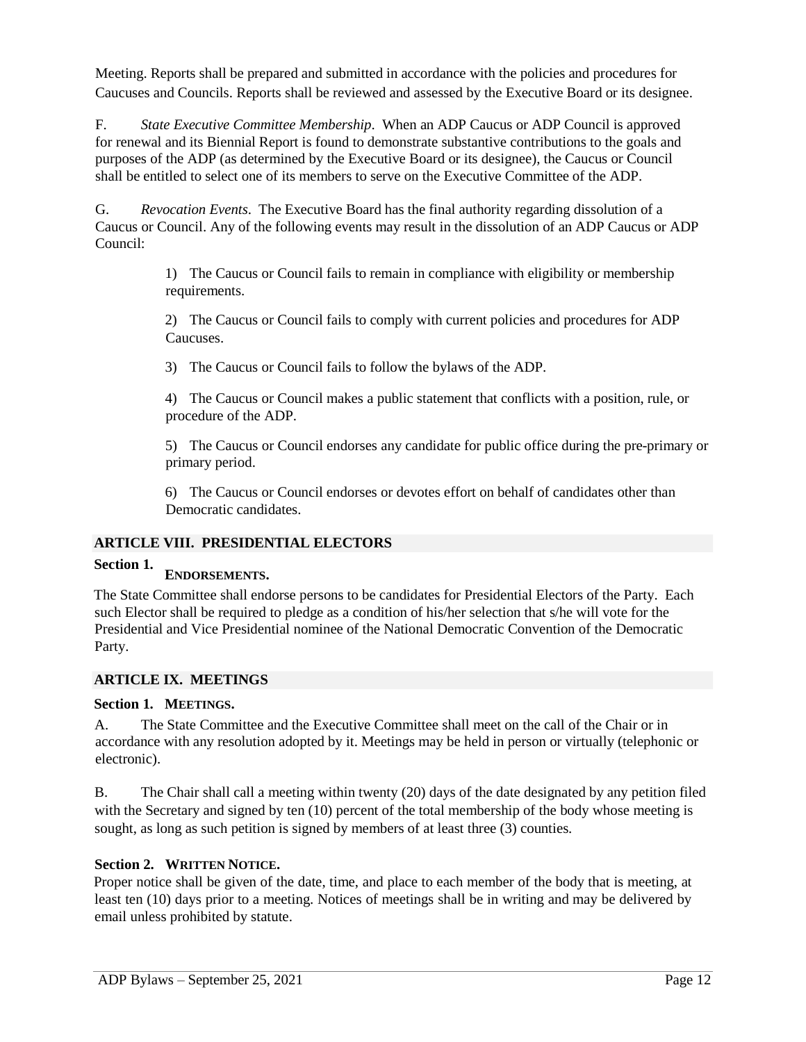Meeting. Reports shall be prepared and submitted in accordance with the policies and procedures for Caucuses and Councils. Reports shall be reviewed and assessed by the Executive Board or its designee.

F. *State Executive Committee Membership*. When an ADP Caucus or ADP Council is approved for renewal and its Biennial Report is found to demonstrate substantive contributions to the goals and purposes of the ADP (as determined by the Executive Board or its designee), the Caucus or Council shall be entitled to select one of its members to serve on the Executive Committee of the ADP.

G. *Revocation Events*. The Executive Board has the final authority regarding dissolution of a Caucus or Council. Any of the following events may result in the dissolution of an ADP Caucus or ADP Council:

1) The Caucus or Council fails to remain in compliance with eligibility or membership requirements.

2) The Caucus or Council fails to comply with current policies and procedures for ADP Caucuses.

3) The Caucus or Council fails to follow the bylaws of the ADP.

4) The Caucus or Council makes a public statement that conflicts with a position, rule, or procedure of the ADP.

5) The Caucus or Council endorses any candidate for public office during the pre-primary or primary period.

6) The Caucus or Council endorses or devotes effort on behalf of candidates other than Democratic candidates.

## ARTICLE VIII. PRESIDENTIAL ELECTORS

### Section 1. ENDORSEMENTS.

The State Committee shall endorse persons to be candidates for Presidential Electors of the Party. Each such Elector shall be required to pledge as a condition of his/her selection that s/he will vote for the Presidential and Vice Presidential nominee of the National Democratic Convention of the Democratic Party.

## ARTICLE IX. MEETINGS

### Section 1. MEETINGS.

A. The State Committee and the Executive Committee shall meet on the call of the Chair or in accordance with any resolution adopted by it. Meetings may be held in person or virtually (telephonic or electronic).

B. The Chair shall call a meeting within twenty (20) days of the date designated by any petition filed with the Secretary and signed by ten (10) percent of the total membership of the body whose meeting is sought, as long as such petition is signed by members of at least three (3) counties.

### Section 2. WRITTEN NOTICE.

Proper notice shall be given of the date, time, and place to each member of the body that is meeting, at least ten (10) days prior to a meeting. Notices of meetings shall be in writing and may be delivered by email unless prohibited by statute.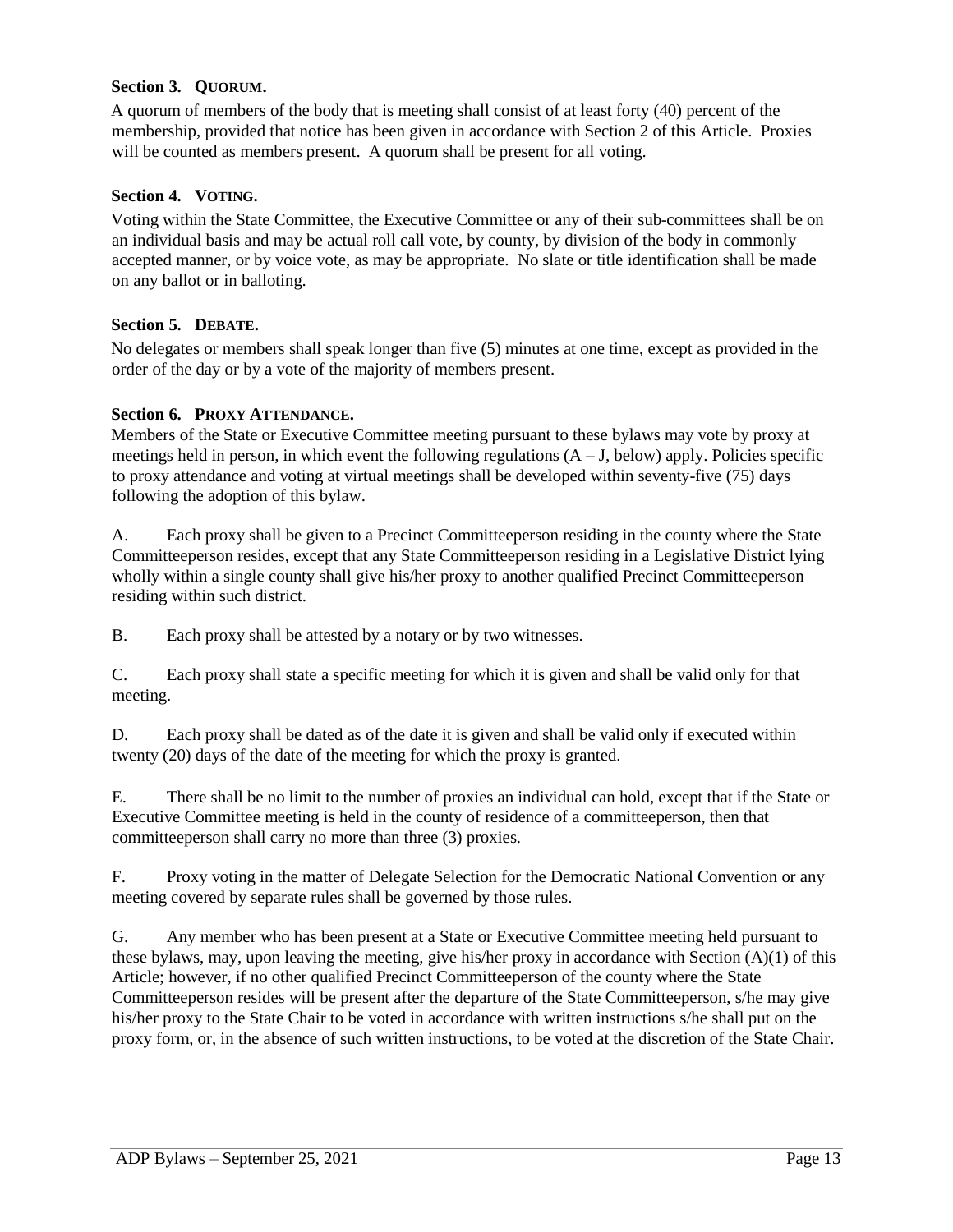**Section 3. QUORUM.**

A quorum of members of the body that is meeting shall consist of at least forty (40) percent of the membership, provided that notice has been given in accordance with Section 2 of this Article. Proxies will be counted as members present. A quorum shall be present for all voting.

**Section 4. VOTING.**

Voting within the State Committee, the Executive Committee or any of their sub-committees shall be on an individual basis and may be actual roll call vote, by county, by division of the body in commonly accepted manner, or by voice vote, as may be appropriate. No slate or title identification shall be made on any ballot or in balloting.

**Section 5. DEBATE.**

No delegates or members shall speak longer than five (5) minutes at one time, except as provided in the order of the day or by a vote of the majority of members present.

**Section 6. PROXY ATTENDANCE.**

Members of the State or Executive Committee meeting pursuant to these bylaws may vote by proxy at meetings held in person, in which event the following regulations (A – J, below) apply. Policies specific to proxy attendance and voting at virtual meetings shall be developed within seventy-five (75) days following the adoption of this bylaw.

A. Each proxy shall be given to a Precinct Committeeperson residing in the county where the State Committeeperson resides, except that any State Committeeperson residing in a Legislative District lying wholly within a single county shall give his/her proxy to another qualified Precinct Committeeperson residing within such district.

B. Each proxy shall be attested by a notary or by two witnesses.

C. Each proxy shall state a specific meeting for which it is given and shall be valid only for that meeting.

D. Each proxy shall be dated as of the date it is given and shall be valid only if executed within twenty (20) days of the date of the meeting for which the proxy is granted.

E. There shall be no limit to the number of proxies an individual can hold, except that if the State or Executive Committee meeting is held in the county of residence of a committeeperson, then that committeeperson shall carry no more than three (3) proxies.

F. Proxy voting in the matter of Delegate Selection for the Democratic National Convention or any meeting covered by separate rules shall be governed by those rules.

G. Any member who has been present at a State or Executive Committee meeting held pursuant to these bylaws, may, upon leaving the meeting, give his/her proxy in accordance with Section (A)(1) of this Article; however, if no other qualified Precinct Committeeperson of the county where the State Committeeperson resides will be present after the departure of the State Committeeperson, s/he may give his/her proxy to the State Chair to be voted in accordance with written instructions s/he shall put on the proxy form, or, in the absence of such written instructions, to be voted at the discretion of the State Chair.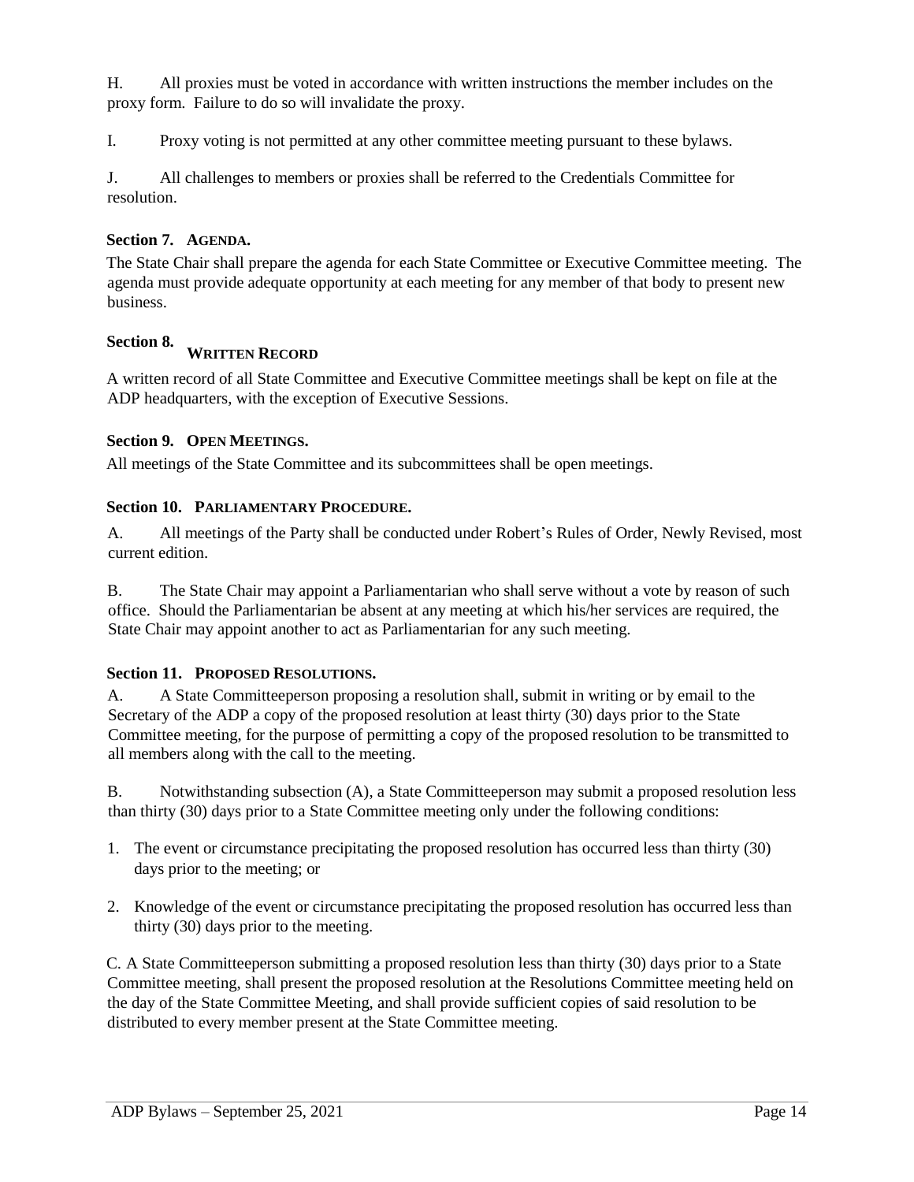H. All proxies must be voted in accordance with written instructions the member includes on the proxy form. Failure to do so will invalidate the proxy.

I. Proxy voting is not permitted at any other committee meeting pursuant to these bylaws.

J. All challenges to members or proxies shall be referred to the Credentials Committee for resolution.

### Section 7. AGENDA.

The State Chair shall prepare the agenda for each State Committee or Executive Committee meeting. The agenda must provide adequate opportunity at each meeting for any member of that body to present new business.

### Section 8. WRITTEN RECORD

A written record of all State Committee and Executive Committee meetings shall be kept on file at the ADP headquarters, with the exception of Executive Sessions.

### Section 9. OPEN MEETINGS.

All meetings of the State Committee and its subcommittees shall be open meetings.

### Section 10. PARLIAMENTARY PROCEDURE.

A. All meetings of the Party shall be conducted under Robert's Rules of Order, Newly Revised, most current edition.

B. The State Chair may appoint a Parliamentarian who shall serve without a vote by reason of such office. Should the Parliamentarian be absent at any meeting at which his/her services are required, the State Chair may appoint another to act as Parliamentarian for any such meeting.

### Section 11. PROPOSED RESOLUTIONS.

A. A State Committeeperson proposing a resolution shall, submit in writing or by email to the Secretary of the ADP a copy of the proposed resolution at least thirty (30) days prior to the State Committee meeting, for the purpose of permitting a copy of the proposed resolution to be transmitted to all members along with the call to the meeting.

B. Notwithstanding subsection (A), a State Committeeperson may submit a proposed resolution less than thirty (30) days prior to a State Committee meeting only under the following conditions:

1. The event or circumstance precipitating the proposed resolution has occurred less than thirty (30) days prior to the meeting; or
2. Knowledge of the event or circumstance precipitating the proposed resolution has occurred less than thirty (30) days prior to the meeting.

C. A State Committeeperson submitting a proposed resolution less than thirty (30) days prior to a State Committee meeting, shall present the proposed resolution at the Resolutions Committee meeting held on the day of the State Committee Meeting, and shall provide sufficient copies of said resolution to be distributed to every member present at the State Committee meeting.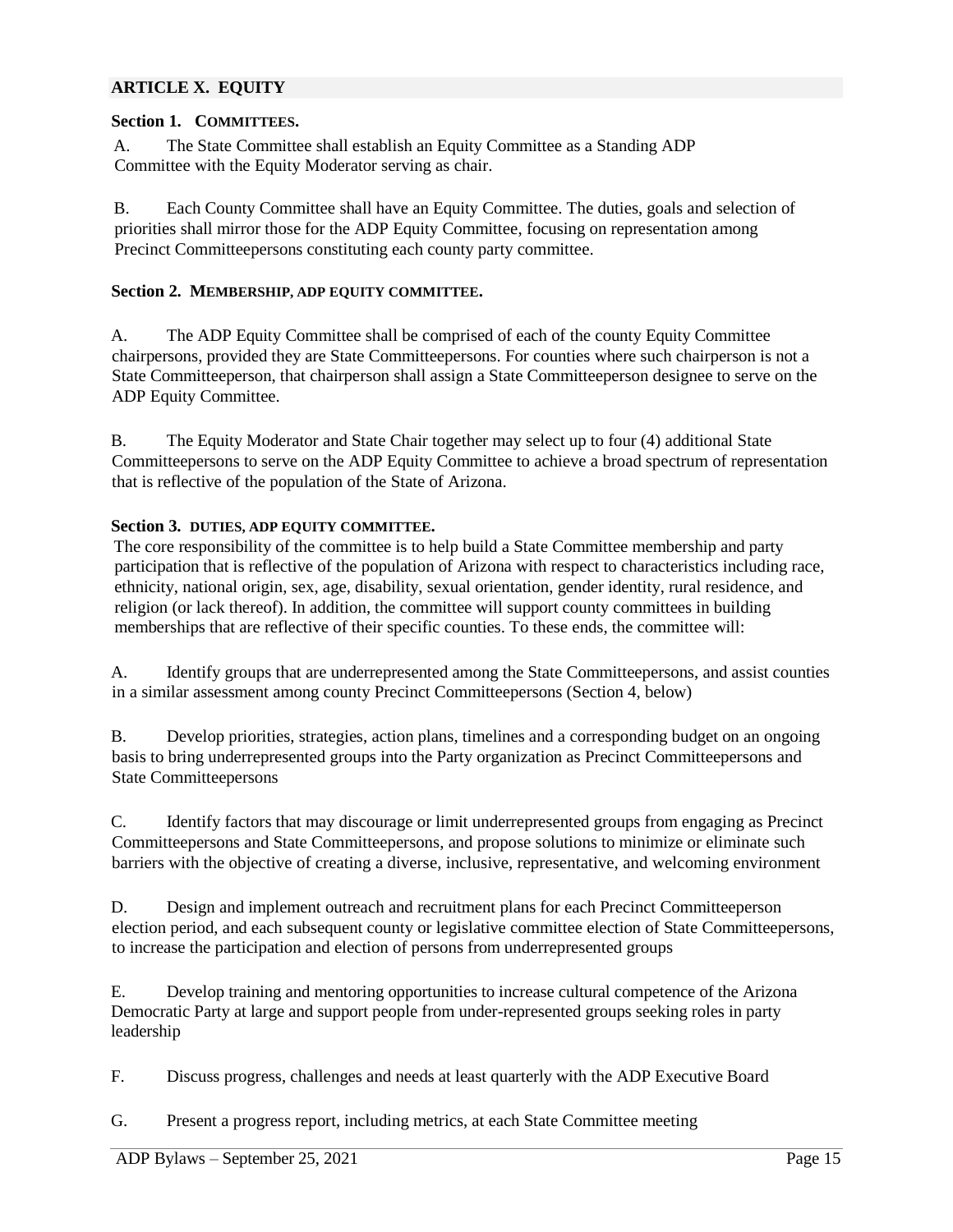## ARTICLE X. EQUITY

### Section 1. COMMITTEES.

A. The State Committee shall establish an Equity Committee as a Standing ADP Committee with the Equity Moderator serving as chair.

B. Each County Committee shall have an Equity Committee. The duties, goals and selection of priorities shall mirror those for the ADP Equity Committee, focusing on representation among Precinct Committeepersons constituting each county party committee.

### Section 2. MEMBERSHIP, ADP EQUITY COMMITTEE.

A. The ADP Equity Committee shall be comprised of each of the county Equity Committee chairpersons, provided they are State Committeepersons. For counties where such chairperson is not a State Committeeperson, that chairperson shall assign a State Committeeperson designee to serve on the ADP Equity Committee.

B. The Equity Moderator and State Chair together may select up to four (4) additional State Committeepersons to serve on the ADP Equity Committee to achieve a broad spectrum of representation that is reflective of the population of the State of Arizona.

### Section 3. DUTIES, ADP EQUITY COMMITTEE.

The core responsibility of the committee is to help build a State Committee membership and party participation that is reflective of the population of Arizona with respect to characteristics including race, ethnicity, national origin, sex, age, disability, sexual orientation, gender identity, rural residence, and religion (or lack thereof). In addition, the committee will support county committees in building memberships that are reflective of their specific counties. To these ends, the committee will:

A. Identify groups that are underrepresented among the State Committeepersons, and assist counties in a similar assessment among county Precinct Committeepersons (Section 4, below)

B. Develop priorities, strategies, action plans, timelines and a corresponding budget on an ongoing basis to bring underrepresented groups into the Party organization as Precinct Committeepersons and State Committeepersons

C. Identify factors that may discourage or limit underrepresented groups from engaging as Precinct Committeepersons and State Committeepersons, and propose solutions to minimize or eliminate such barriers with the objective of creating a diverse, inclusive, representative, and welcoming environment

D. Design and implement outreach and recruitment plans for each Precinct Committeeperson election period, and each subsequent county or legislative committee election of State Committeepersons, to increase the participation and election of persons from underrepresented groups

E. Develop training and mentoring opportunities to increase cultural competence of the Arizona Democratic Party at large and support people from under-represented groups seeking roles in party leadership

F. Discuss progress, challenges and needs at least quarterly with the ADP Executive Board

G. Present a progress report, including metrics, at each State Committee meeting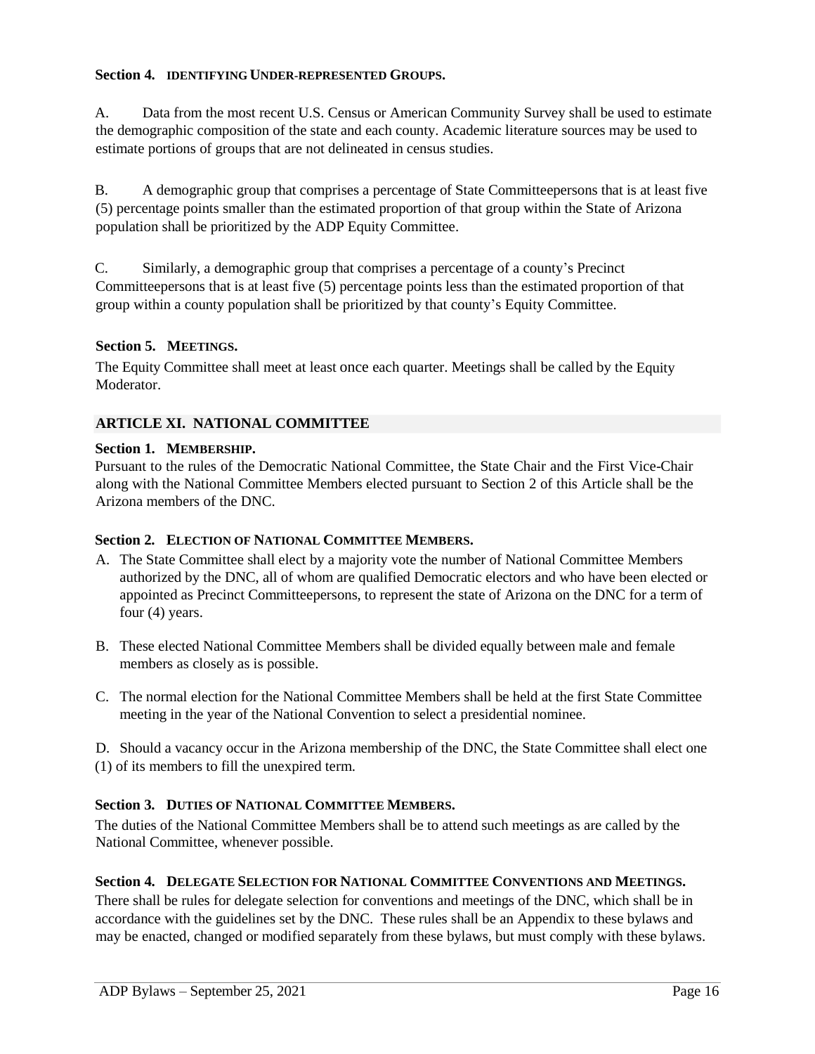**Section 4. IDENTIFYING UNDER-REPRESENTED GROUPS.**

A. Data from the most recent U.S. Census or American Community Survey shall be used to estimate the demographic composition of the state and each county. Academic literature sources may be used to estimate portions of groups that are not delineated in census studies.

B. A demographic group that comprises a percentage of State Committeepersons that is at least five (5) percentage points smaller than the estimated proportion of that group within the State of Arizona population shall be prioritized by the ADP Equity Committee.

C. Similarly, a demographic group that comprises a percentage of a county's Precinct Committeepersons that is at least five (5) percentage points less than the estimated proportion of that group within a county population shall be prioritized by that county's Equity Committee.

**Section 5. MEETINGS.**

The Equity Committee shall meet at least once each quarter. Meetings shall be called by the Equity Moderator.

## ARTICLE XI. NATIONAL COMMITTEE

**Section 1. MEMBERSHIP.**

Pursuant to the rules of the Democratic National Committee, the State Chair and the First Vice-Chair along with the National Committee Members elected pursuant to Section 2 of this Article shall be the Arizona members of the DNC.

**Section 2. ELECTION OF NATIONAL COMMITTEE MEMBERS.**

A. The State Committee shall elect by a majority vote the number of National Committee Members authorized by the DNC, all of whom are qualified Democratic electors and who have been elected or appointed as Precinct Committeepersons, to represent the state of Arizona on the DNC for a term of four (4) years.

B. These elected National Committee Members shall be divided equally between male and female members as closely as is possible.

C. The normal election for the National Committee Members shall be held at the first State Committee meeting in the year of the National Convention to select a presidential nominee.

D. Should a vacancy occur in the Arizona membership of the DNC, the State Committee shall elect one (1) of its members to fill the unexpired term.

**Section 3. DUTIES OF NATIONAL COMMITTEE MEMBERS.**

The duties of the National Committee Members shall be to attend such meetings as are called by the National Committee, whenever possible.

**Section 4. DELEGATE SELECTION FOR NATIONAL COMMITTEE CONVENTIONS AND MEETINGS.**

There shall be rules for delegate selection for conventions and meetings of the DNC, which shall be in accordance with the guidelines set by the DNC. These rules shall be an Appendix to these bylaws and may be enacted, changed or modified separately from these bylaws, but must comply with these bylaws.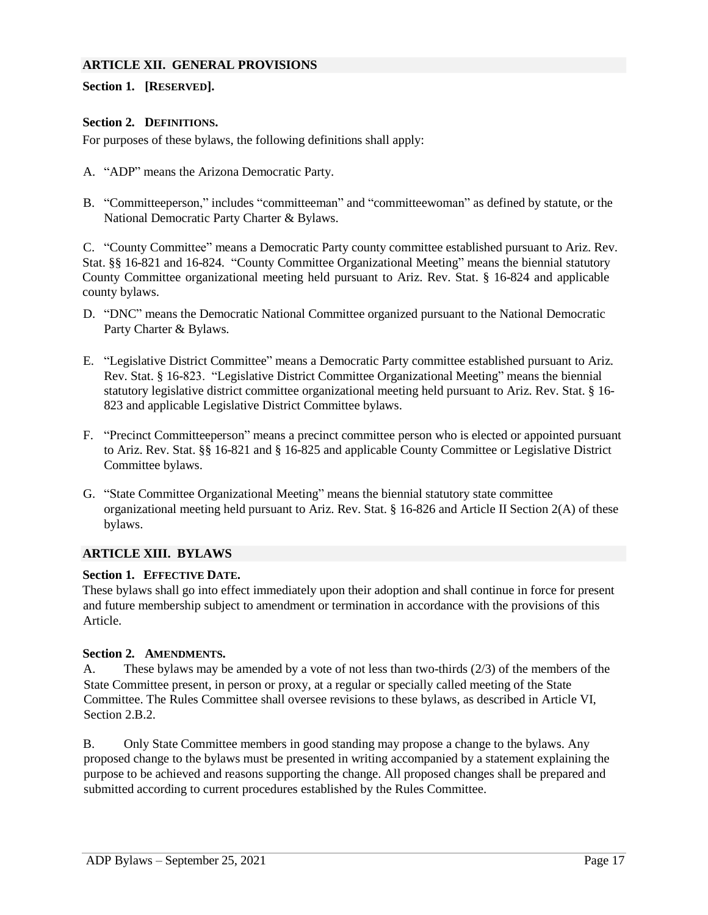## ARTICLE XII. GENERAL PROVISIONS

**Section 1. [RESERVED].**

**Section 2. DEFINITIONS.**

For purposes of these bylaws, the following definitions shall apply:

A. "ADP" means the Arizona Democratic Party.

B. "Committeeperson," includes "committeeman" and "committeewoman" as defined by statute, or the National Democratic Party Charter & Bylaws.

C. "County Committee" means a Democratic Party county committee established pursuant to Ariz. Rev. Stat. §§ 16-821 and 16-824. "County Committee Organizational Meeting" means the biennial statutory County Committee organizational meeting held pursuant to Ariz. Rev. Stat. § 16-824 and applicable county bylaws.

D. "DNC" means the Democratic National Committee organized pursuant to the National Democratic Party Charter & Bylaws.

E. "Legislative District Committee" means a Democratic Party committee established pursuant to Ariz. Rev. Stat. § 16-823. "Legislative District Committee Organizational Meeting" means the biennial statutory legislative district committee organizational meeting held pursuant to Ariz. Rev. Stat. § 16-823 and applicable Legislative District Committee bylaws.

F. "Precinct Committeeperson" means a precinct committee person who is elected or appointed pursuant to Ariz. Rev. Stat. §§ 16-821 and § 16-825 and applicable County Committee or Legislative District Committee bylaws.

G. "State Committee Organizational Meeting" means the biennial statutory state committee organizational meeting held pursuant to Ariz. Rev. Stat. § 16-826 and Article II Section 2(A) of these bylaws.

## ARTICLE XIII. BYLAWS

**Section 1. EFFECTIVE DATE.**

These bylaws shall go into effect immediately upon their adoption and shall continue in force for present and future membership subject to amendment or termination in accordance with the provisions of this Article.

**Section 2. AMENDMENTS.**

A. These bylaws may be amended by a vote of not less than two-thirds (2/3) of the members of the State Committee present, in person or proxy, at a regular or specially called meeting of the State Committee. The Rules Committee shall oversee revisions to these bylaws, as described in Article VI, Section 2.B.2.

B. Only State Committee members in good standing may propose a change to the bylaws. Any proposed change to the bylaws must be presented in writing accompanied by a statement explaining the purpose to be achieved and reasons supporting the change. All proposed changes shall be prepared and submitted according to current procedures established by the Rules Committee.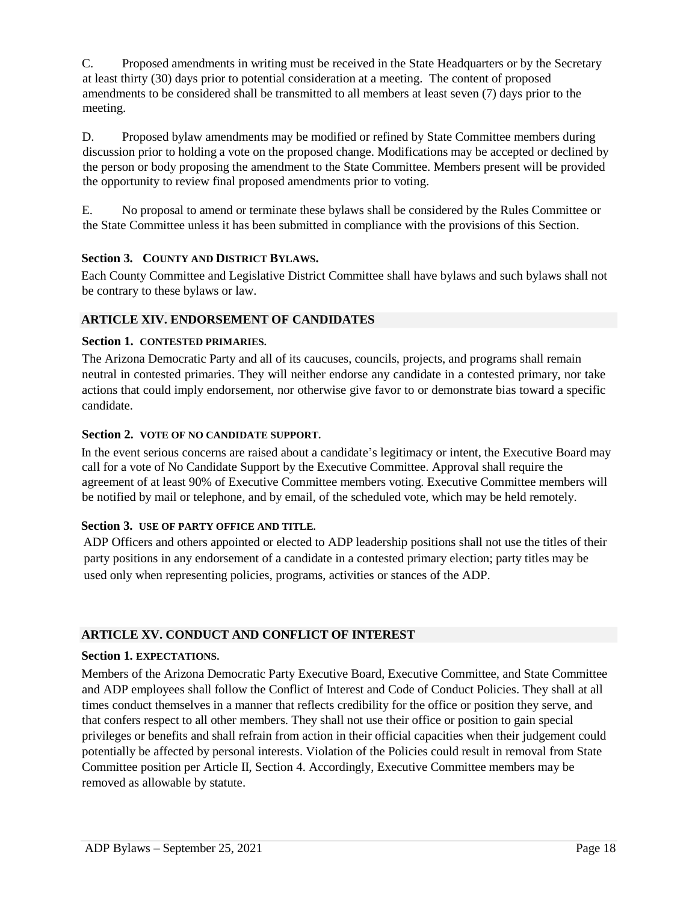C. Proposed amendments in writing must be received in the State Headquarters or by the Secretary at least thirty (30) days prior to potential consideration at a meeting. The content of proposed amendments to be considered shall be transmitted to all members at least seven (7) days prior to the meeting.

D. Proposed bylaw amendments may be modified or refined by State Committee members during discussion prior to holding a vote on the proposed change. Modifications may be accepted or declined by the person or body proposing the amendment to the State Committee. Members present will be provided the opportunity to review final proposed amendments prior to voting.

E. No proposal to amend or terminate these bylaws shall be considered by the Rules Committee or the State Committee unless it has been submitted in compliance with the provisions of this Section.

### Section 3. COUNTY AND DISTRICT BYLAWS.

Each County Committee and Legislative District Committee shall have bylaws and such bylaws shall not be contrary to these bylaws or law.

## ARTICLE XIV. ENDORSEMENT OF CANDIDATES

### Section 1. CONTESTED PRIMARIES.

The Arizona Democratic Party and all of its caucuses, councils, projects, and programs shall remain neutral in contested primaries. They will neither endorse any candidate in a contested primary, nor take actions that could imply endorsement, nor otherwise give favor to or demonstrate bias toward a specific candidate.

### Section 2. VOTE OF NO CANDIDATE SUPPORT.

In the event serious concerns are raised about a candidate's legitimacy or intent, the Executive Board may call for a vote of No Candidate Support by the Executive Committee. Approval shall require the agreement of at least 90% of Executive Committee members voting. Executive Committee members will be notified by mail or telephone, and by email, of the scheduled vote, which may be held remotely.

### Section 3. USE OF PARTY OFFICE AND TITLE.

ADP Officers and others appointed or elected to ADP leadership positions shall not use the titles of their party positions in any endorsement of a candidate in a contested primary election; party titles may be used only when representing policies, programs, activities or stances of the ADP.

## ARTICLE XV. CONDUCT AND CONFLICT OF INTEREST

### Section 1. EXPECTATIONS.

Members of the Arizona Democratic Party Executive Board, Executive Committee, and State Committee and ADP employees shall follow the Conflict of Interest and Code of Conduct Policies. They shall at all times conduct themselves in a manner that reflects credibility for the office or position they serve, and that confers respect to all other members. They shall not use their office or position to gain special privileges or benefits and shall refrain from action in their official capacities when their judgement could potentially be affected by personal interests. Violation of the Policies could result in removal from State Committee position per Article II, Section 4. Accordingly, Executive Committee members may be removed as allowable by statute.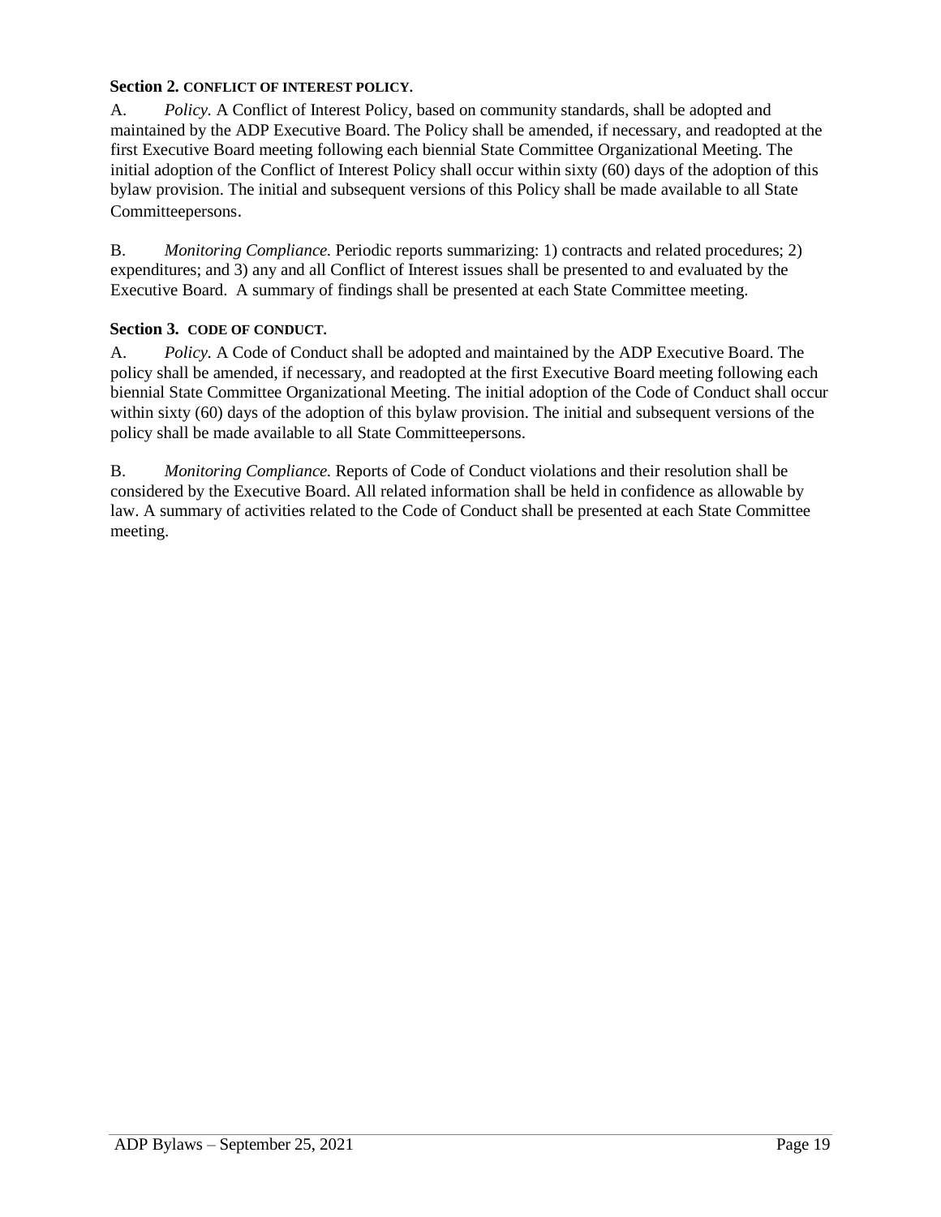**Section 2.** **CONFLICT OF INTEREST POLICY.**

A. *Policy.* A Conflict of Interest Policy, based on community standards, shall be adopted and maintained by the ADP Executive Board. The Policy shall be amended, if necessary, and readopted at the first Executive Board meeting following each biennial State Committee Organizational Meeting. The initial adoption of the Conflict of Interest Policy shall occur within sixty (60) days of the adoption of this bylaw provision. The initial and subsequent versions of this Policy shall be made available to all State Committeepersons.

B. *Monitoring Compliance.* Periodic reports summarizing: 1) contracts and related procedures; 2) expenditures; and 3) any and all Conflict of Interest issues shall be presented to and evaluated by the Executive Board. A summary of findings shall be presented at each State Committee meeting.

**Section 3.** **CODE OF CONDUCT.**

A. *Policy.* A Code of Conduct shall be adopted and maintained by the ADP Executive Board. The policy shall be amended, if necessary, and readopted at the first Executive Board meeting following each biennial State Committee Organizational Meeting. The initial adoption of the Code of Conduct shall occur within sixty (60) days of the adoption of this bylaw provision. The initial and subsequent versions of the policy shall be made available to all State Committeepersons.

B. *Monitoring Compliance.* Reports of Code of Conduct violations and their resolution shall be considered by the Executive Board. All related information shall be held in confidence as allowable by law. A summary of activities related to the Code of Conduct shall be presented at each State Committee meeting.